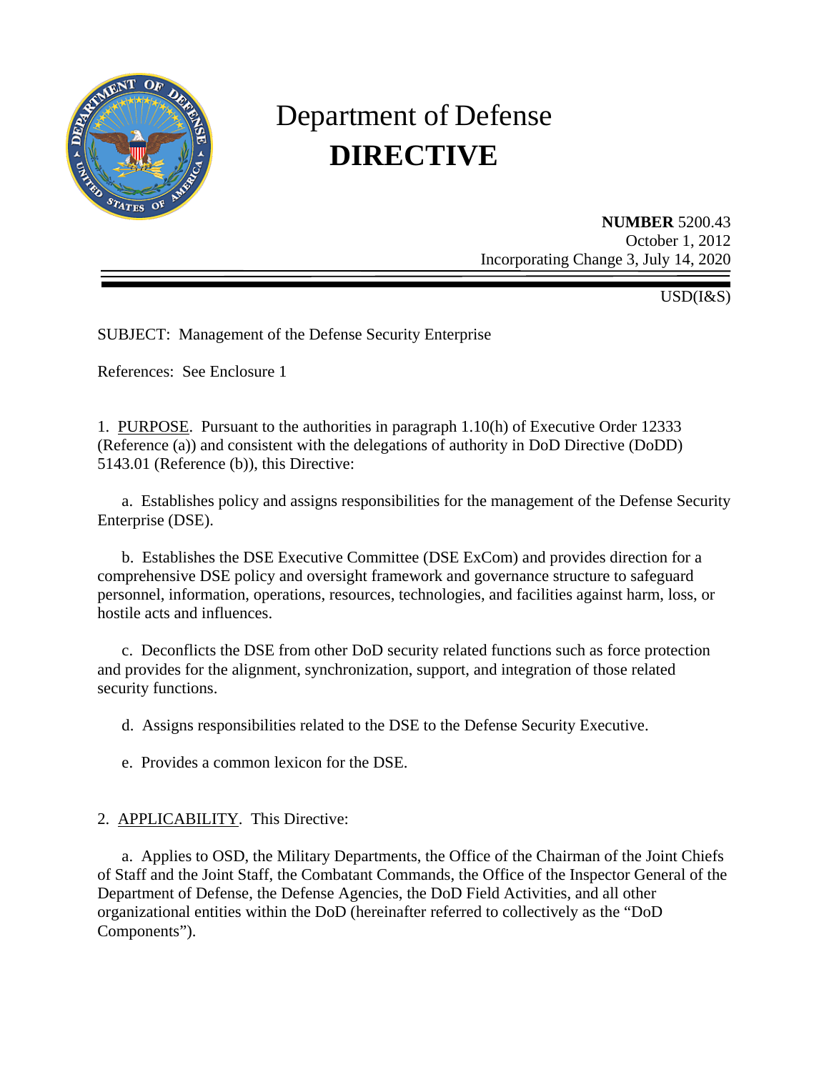# Department of Defense
# DIRECTIVE

**NUMBER** 5200.43
October 1, 2012
Incorporating Change 3, July 14, 2020

USD(I&S)

SUBJECT: Management of the Defense Security Enterprise

References: See Enclosure 1

1. PURPOSE. Pursuant to the authorities in paragraph 1.10(h) of Executive Order 12333 (Reference (a)) and consistent with the delegations of authority in DoD Directive (DoDD) 5143.01 (Reference (b)), this Directive:

a. Establishes policy and assigns responsibilities for the management of the Defense Security Enterprise (DSE).

b. Establishes the DSE Executive Committee (DSE ExCom) and provides direction for a comprehensive DSE policy and oversight framework and governance structure to safeguard personnel, information, operations, resources, technologies, and facilities against harm, loss, or hostile acts and influences.

c. Deconflicts the DSE from other DoD security related functions such as force protection and provides for the alignment, synchronization, support, and integration of those related security functions.

d. Assigns responsibilities related to the DSE to the Defense Security Executive.

e. Provides a common lexicon for the DSE.

2. APPLICABILITY. This Directive:

a. Applies to OSD, the Military Departments, the Office of the Chairman of the Joint Chiefs of Staff and the Joint Staff, the Combatant Commands, the Office of the Inspector General of the Department of Defense, the Defense Agencies, the DoD Field Activities, and all other organizational entities within the DoD (hereinafter referred to collectively as the "DoD Components").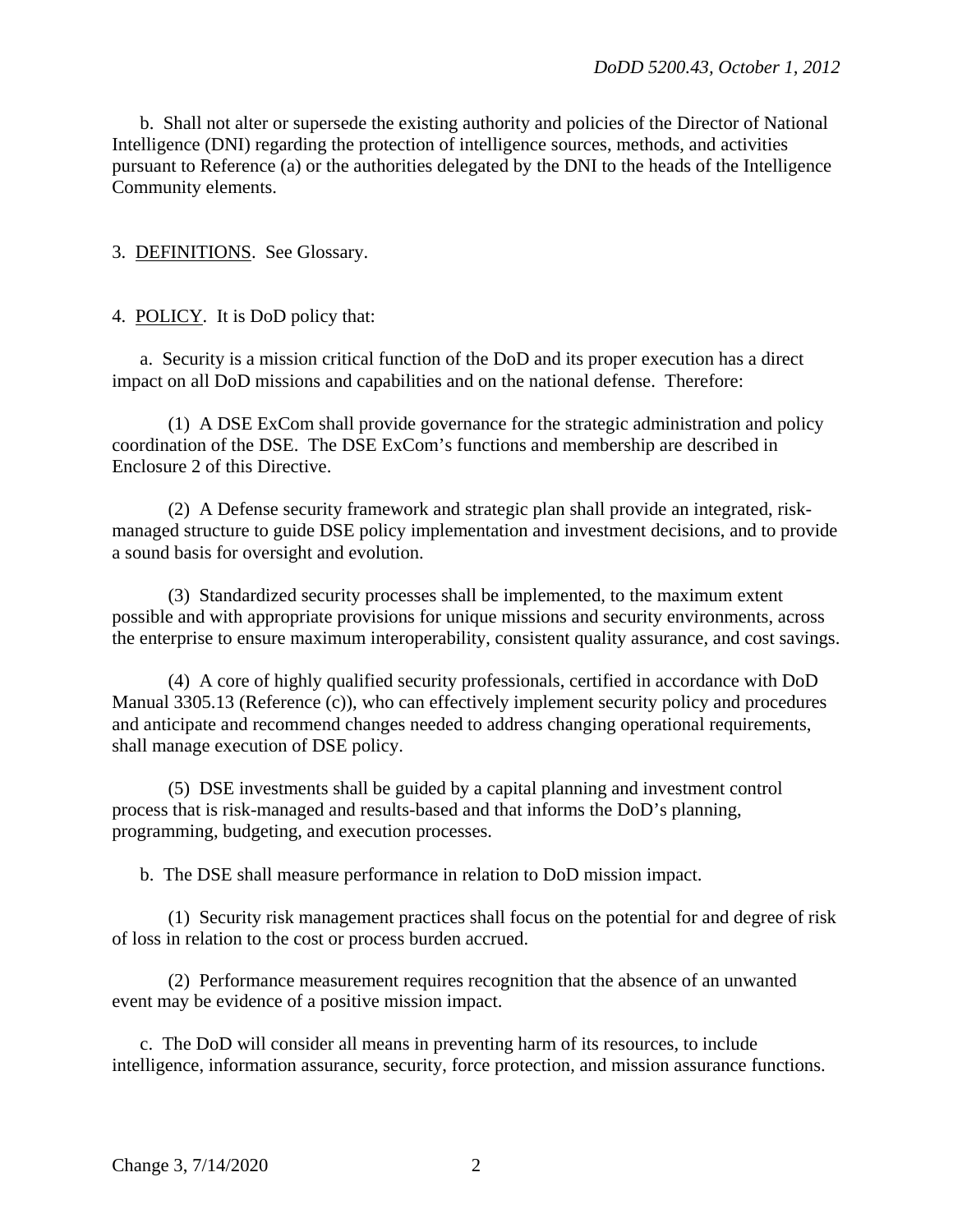b. Shall not alter or supersede the existing authority and policies of the Director of National Intelligence (DNI) regarding the protection of intelligence sources, methods, and activities pursuant to Reference (a) or the authorities delegated by the DNI to the heads of the Intelligence Community elements.

3. DEFINITIONS. See Glossary.

4. POLICY. It is DoD policy that:

a. Security is a mission critical function of the DoD and its proper execution has a direct impact on all DoD missions and capabilities and on the national defense. Therefore:

(1) A DSE ExCom shall provide governance for the strategic administration and policy coordination of the DSE. The DSE ExCom's functions and membership are described in Enclosure 2 of this Directive.

(2) A Defense security framework and strategic plan shall provide an integrated, risk-managed structure to guide DSE policy implementation and investment decisions, and to provide a sound basis for oversight and evolution.

(3) Standardized security processes shall be implemented, to the maximum extent possible and with appropriate provisions for unique missions and security environments, across the enterprise to ensure maximum interoperability, consistent quality assurance, and cost savings.

(4) A core of highly qualified security professionals, certified in accordance with DoD Manual 3305.13 (Reference (c)), who can effectively implement security policy and procedures and anticipate and recommend changes needed to address changing operational requirements, shall manage execution of DSE policy.

(5) DSE investments shall be guided by a capital planning and investment control process that is risk-managed and results-based and that informs the DoD's planning, programming, budgeting, and execution processes.

b. The DSE shall measure performance in relation to DoD mission impact.

(1) Security risk management practices shall focus on the potential for and degree of risk of loss in relation to the cost or process burden accrued.

(2) Performance measurement requires recognition that the absence of an unwanted event may be evidence of a positive mission impact.

c. The DoD will consider all means in preventing harm of its resources, to include intelligence, information assurance, security, force protection, and mission assurance functions.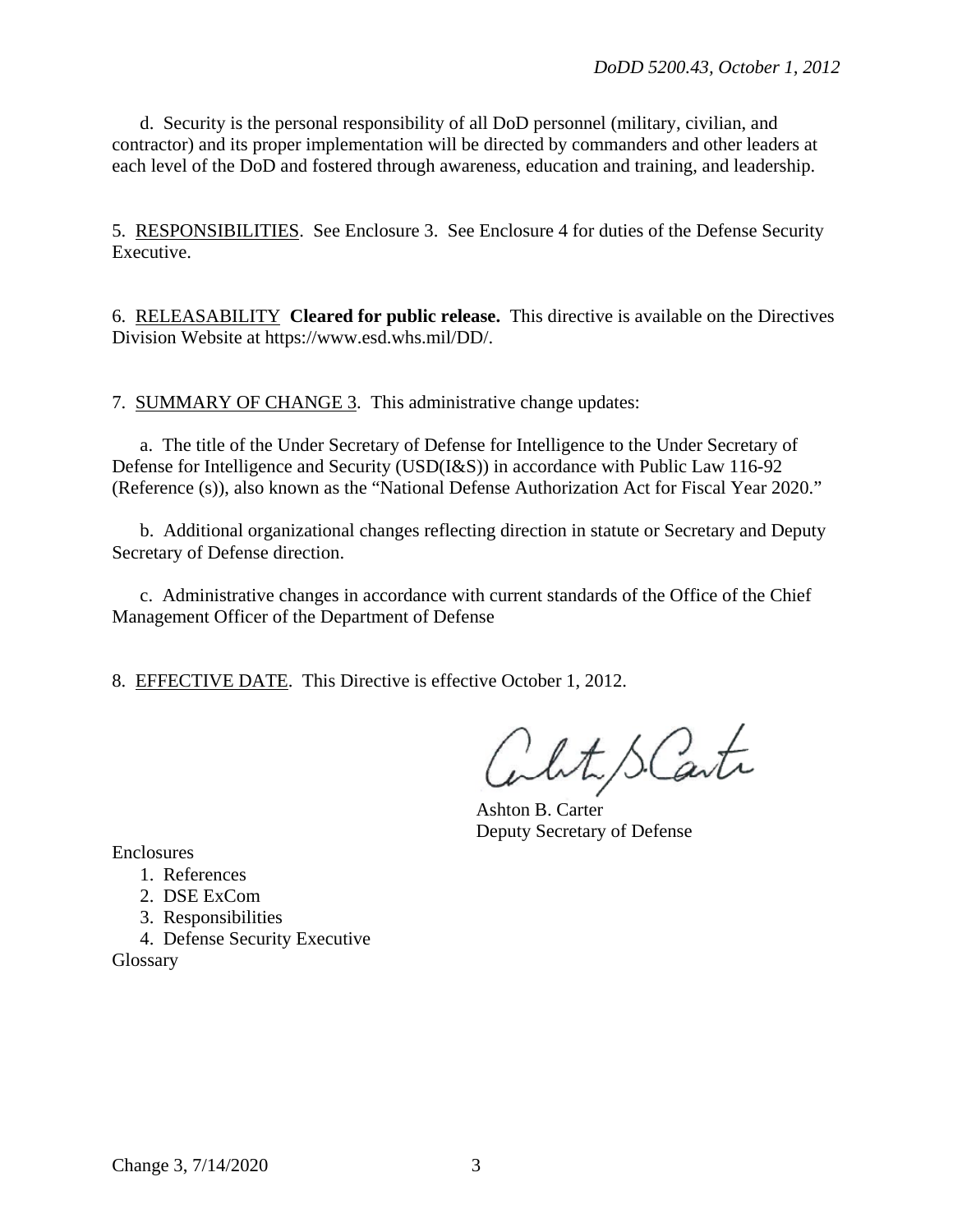d. Security is the personal responsibility of all DoD personnel (military, civilian, and contractor) and its proper implementation will be directed by commanders and other leaders at each level of the DoD and fostered through awareness, education and training, and leadership.

5. RESPONSIBILITIES. See Enclosure 3. See Enclosure 4 for duties of the Defense Security Executive.

6. RELEASABILITY **Cleared for public release.** This directive is available on the Directives Division Website at https://www.esd.whs.mil/DD/.

7. SUMMARY OF CHANGE 3. This administrative change updates:

a. The title of the Under Secretary of Defense for Intelligence to the Under Secretary of Defense for Intelligence and Security (USD(I&S)) in accordance with Public Law 116-92 (Reference (s)), also known as the "National Defense Authorization Act for Fiscal Year 2020."

b. Additional organizational changes reflecting direction in statute or Secretary and Deputy Secretary of Defense direction.

c. Administrative changes in accordance with current standards of the Office of the Chief Management Officer of the Department of Defense

8. EFFECTIVE DATE. This Directive is effective October 1, 2012.

Ashton B. Carter
Deputy Secretary of Defense

Enclosures
1. References
2. DSE ExCom
3. Responsibilities
4. Defense Security Executive

Glossary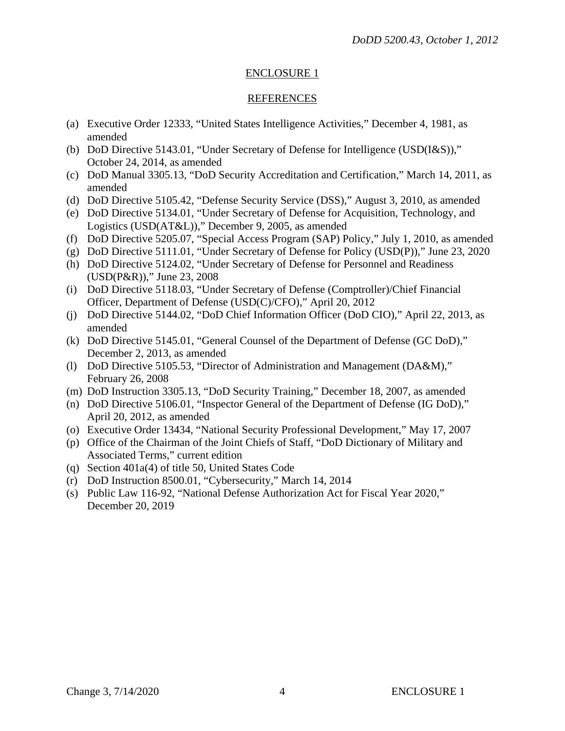## ENCLOSURE 1

## REFERENCES

(a) Executive Order 12333, "United States Intelligence Activities," December 4, 1981, as amended
(b) DoD Directive 5143.01, "Under Secretary of Defense for Intelligence (USD(I&S))," October 24, 2014, as amended
(c) DoD Manual 3305.13, "DoD Security Accreditation and Certification," March 14, 2011, as amended
(d) DoD Directive 5105.42, "Defense Security Service (DSS)," August 3, 2010, as amended
(e) DoD Directive 5134.01, "Under Secretary of Defense for Acquisition, Technology, and Logistics (USD(AT&L))," December 9, 2005, as amended
(f) DoD Directive 5205.07, "Special Access Program (SAP) Policy," July 1, 2010, as amended
(g) DoD Directive 5111.01, "Under Secretary of Defense for Policy (USD(P))," June 23, 2020
(h) DoD Directive 5124.02, "Under Secretary of Defense for Personnel and Readiness (USD(P&R))," June 23, 2008
(i) DoD Directive 5118.03, "Under Secretary of Defense (Comptroller)/Chief Financial Officer, Department of Defense (USD(C)/CFO)," April 20, 2012
(j) DoD Directive 5144.02, "DoD Chief Information Officer (DoD CIO)," April 22, 2013, as amended
(k) DoD Directive 5145.01, "General Counsel of the Department of Defense (GC DoD)," December 2, 2013, as amended
(l) DoD Directive 5105.53, "Director of Administration and Management (DA&M)," February 26, 2008
(m) DoD Instruction 3305.13, "DoD Security Training," December 18, 2007, as amended
(n) DoD Directive 5106.01, "Inspector General of the Department of Defense (IG DoD)," April 20, 2012, as amended
(o) Executive Order 13434, "National Security Professional Development," May 17, 2007
(p) Office of the Chairman of the Joint Chiefs of Staff, "DoD Dictionary of Military and Associated Terms," current edition
(q) Section 401a(4) of title 50, United States Code
(r) DoD Instruction 8500.01, "Cybersecurity," March 14, 2014
(s) Public Law 116-92, "National Defense Authorization Act for Fiscal Year 2020," December 20, 2019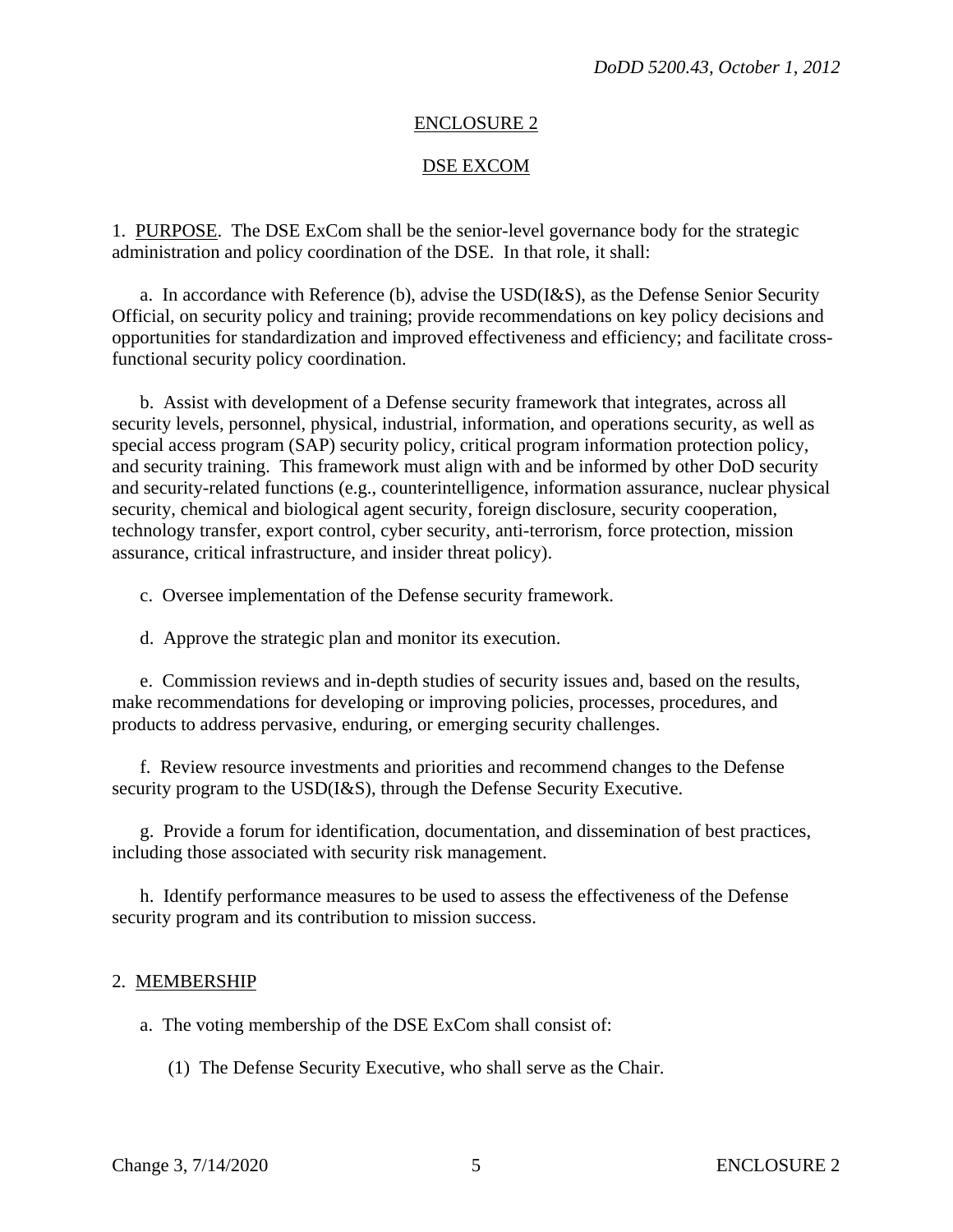## ENCLOSURE 2

## DSE EXCOM

1. PURPOSE. The DSE ExCom shall be the senior-level governance body for the strategic administration and policy coordination of the DSE. In that role, it shall:

a. In accordance with Reference (b), advise the USD(I&S), as the Defense Senior Security Official, on security policy and training; provide recommendations on key policy decisions and opportunities for standardization and improved effectiveness and efficiency; and facilitate cross-functional security policy coordination.

b. Assist with development of a Defense security framework that integrates, across all security levels, personnel, physical, industrial, information, and operations security, as well as special access program (SAP) security policy, critical program information protection policy, and security training. This framework must align with and be informed by other DoD security and security-related functions (e.g., counterintelligence, information assurance, nuclear physical security, chemical and biological agent security, foreign disclosure, security cooperation, technology transfer, export control, cyber security, anti-terrorism, force protection, mission assurance, critical infrastructure, and insider threat policy).

c. Oversee implementation of the Defense security framework.

d. Approve the strategic plan and monitor its execution.

e. Commission reviews and in-depth studies of security issues and, based on the results, make recommendations for developing or improving policies, processes, procedures, and products to address pervasive, enduring, or emerging security challenges.

f. Review resource investments and priorities and recommend changes to the Defense security program to the USD(I&S), through the Defense Security Executive.

g. Provide a forum for identification, documentation, and dissemination of best practices, including those associated with security risk management.

h. Identify performance measures to be used to assess the effectiveness of the Defense security program and its contribution to mission success.

2. MEMBERSHIP

a. The voting membership of the DSE ExCom shall consist of:

(1) The Defense Security Executive, who shall serve as the Chair.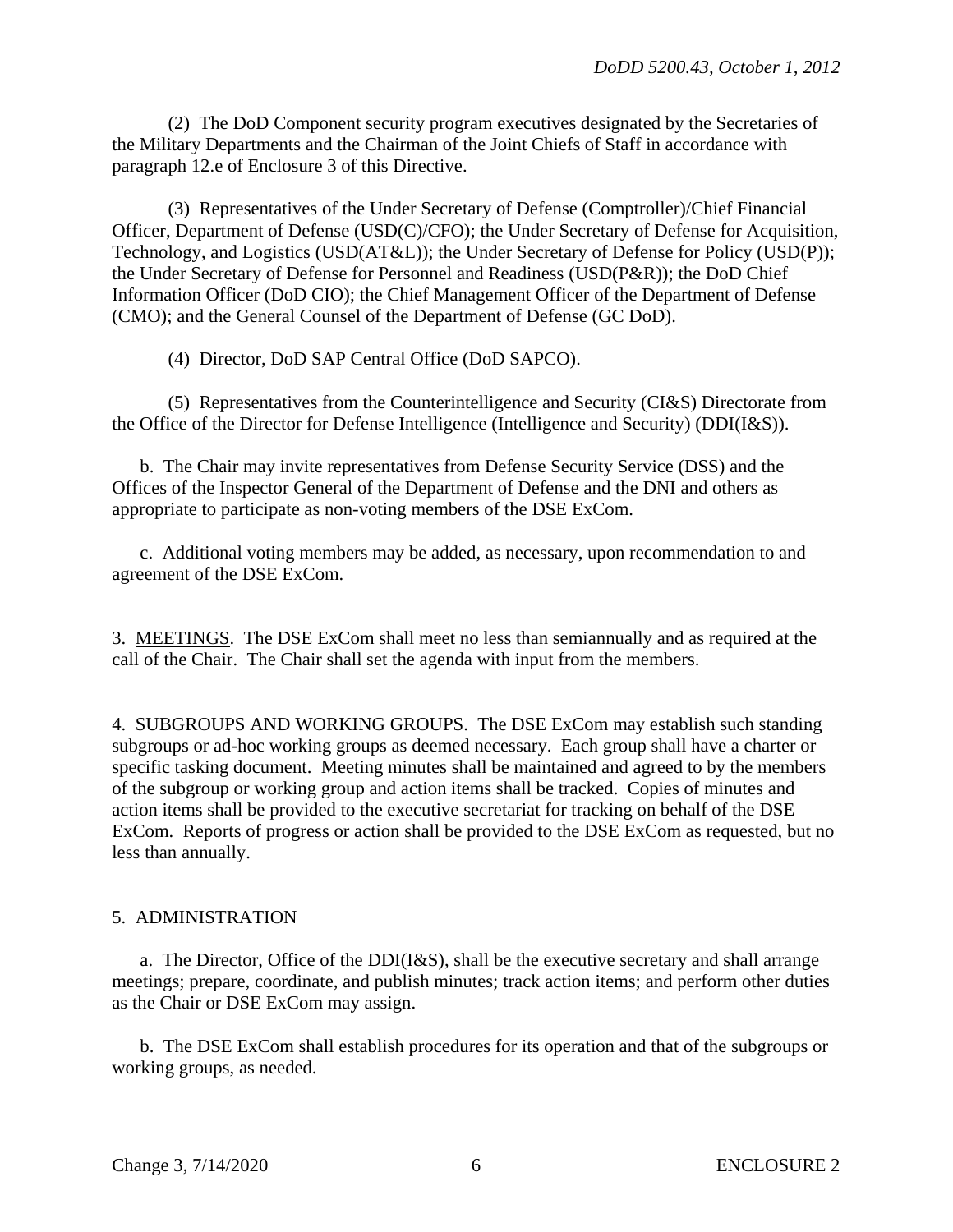(2) The DoD Component security program executives designated by the Secretaries of the Military Departments and the Chairman of the Joint Chiefs of Staff in accordance with paragraph 12.e of Enclosure 3 of this Directive.

(3) Representatives of the Under Secretary of Defense (Comptroller)/Chief Financial Officer, Department of Defense (USD(C)/CFO); the Under Secretary of Defense for Acquisition, Technology, and Logistics (USD(AT&L)); the Under Secretary of Defense for Policy (USD(P)); the Under Secretary of Defense for Personnel and Readiness (USD(P&R)); the DoD Chief Information Officer (DoD CIO); the Chief Management Officer of the Department of Defense (CMO); and the General Counsel of the Department of Defense (GC DoD).

(4) Director, DoD SAP Central Office (DoD SAPCO).

(5) Representatives from the Counterintelligence and Security (CI&S) Directorate from the Office of the Director for Defense Intelligence (Intelligence and Security) (DDI(I&S)).

b. The Chair may invite representatives from Defense Security Service (DSS) and the Offices of the Inspector General of the Department of Defense and the DNI and others as appropriate to participate as non-voting members of the DSE ExCom.

c. Additional voting members may be added, as necessary, upon recommendation to and agreement of the DSE ExCom.

3. MEETINGS. The DSE ExCom shall meet no less than semiannually and as required at the call of the Chair. The Chair shall set the agenda with input from the members.

4. SUBGROUPS AND WORKING GROUPS. The DSE ExCom may establish such standing subgroups or ad-hoc working groups as deemed necessary. Each group shall have a charter or specific tasking document. Meeting minutes shall be maintained and agreed to by the members of the subgroup or working group and action items shall be tracked. Copies of minutes and action items shall be provided to the executive secretariat for tracking on behalf of the DSE ExCom. Reports of progress or action shall be provided to the DSE ExCom as requested, but no less than annually.

5. ADMINISTRATION

a. The Director, Office of the DDI(I&S), shall be the executive secretary and shall arrange meetings; prepare, coordinate, and publish minutes; track action items; and perform other duties as the Chair or DSE ExCom may assign.

b. The DSE ExCom shall establish procedures for its operation and that of the subgroups or working groups, as needed.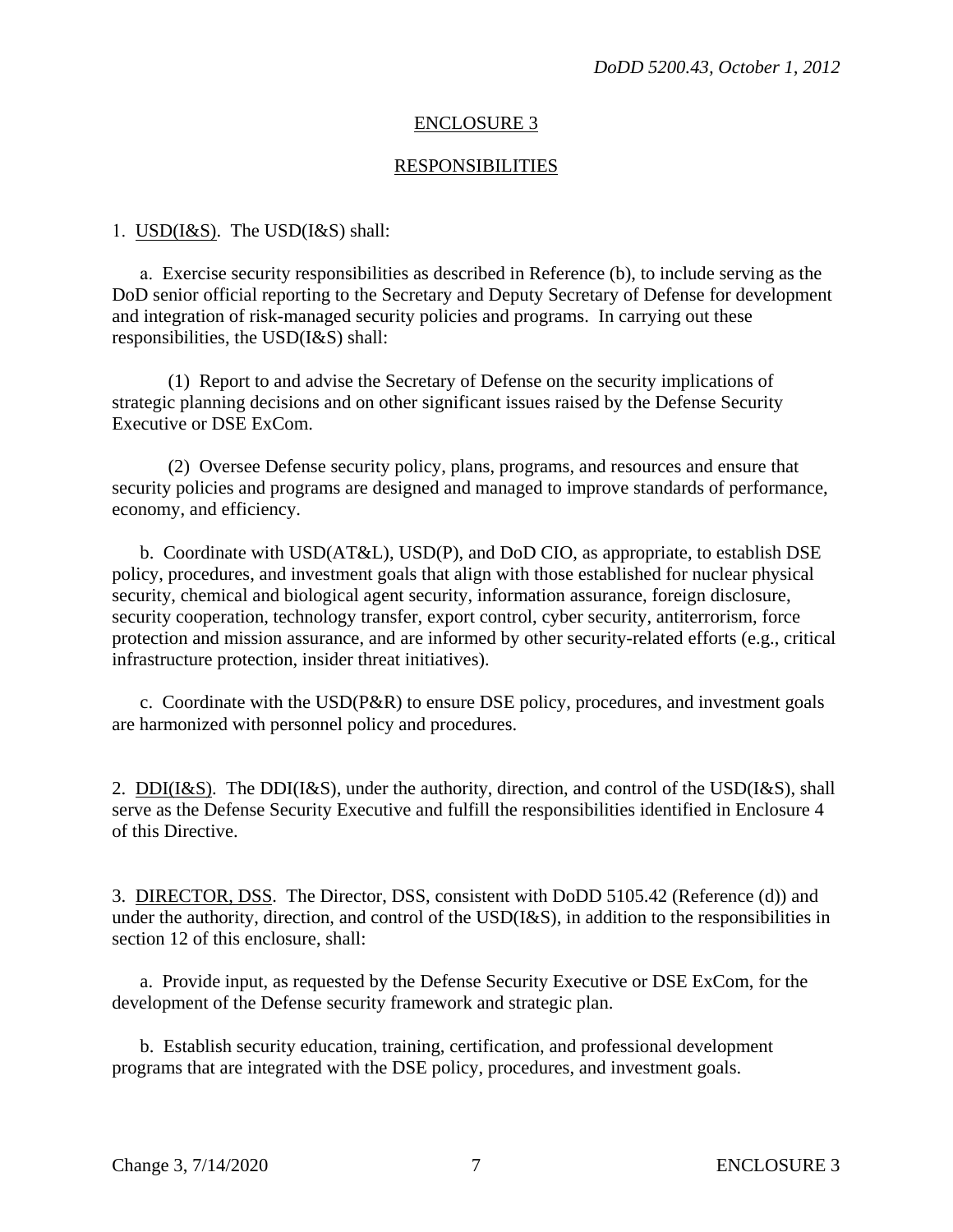## ENCLOSURE 3

## RESPONSIBILITIES

1. USD(I&S). The USD(I&S) shall:

a. Exercise security responsibilities as described in Reference (b), to include serving as the DoD senior official reporting to the Secretary and Deputy Secretary of Defense for development and integration of risk-managed security policies and programs. In carrying out these responsibilities, the USD(I&S) shall:

(1) Report to and advise the Secretary of Defense on the security implications of strategic planning decisions and on other significant issues raised by the Defense Security Executive or DSE ExCom.

(2) Oversee Defense security policy, plans, programs, and resources and ensure that security policies and programs are designed and managed to improve standards of performance, economy, and efficiency.

b. Coordinate with USD(AT&L), USD(P), and DoD CIO, as appropriate, to establish DSE policy, procedures, and investment goals that align with those established for nuclear physical security, chemical and biological agent security, information assurance, foreign disclosure, security cooperation, technology transfer, export control, cyber security, antiterrorism, force protection and mission assurance, and are informed by other security-related efforts (e.g., critical infrastructure protection, insider threat initiatives).

c. Coordinate with the USD(P&R) to ensure DSE policy, procedures, and investment goals are harmonized with personnel policy and procedures.

2. DDI(I&S). The DDI(I&S), under the authority, direction, and control of the USD(I&S), shall serve as the Defense Security Executive and fulfill the responsibilities identified in Enclosure 4 of this Directive.

3. DIRECTOR, DSS. The Director, DSS, consistent with DoDD 5105.42 (Reference (d)) and under the authority, direction, and control of the USD(I&S), in addition to the responsibilities in section 12 of this enclosure, shall:

a. Provide input, as requested by the Defense Security Executive or DSE ExCom, for the development of the Defense security framework and strategic plan.

b. Establish security education, training, certification, and professional development programs that are integrated with the DSE policy, procedures, and investment goals.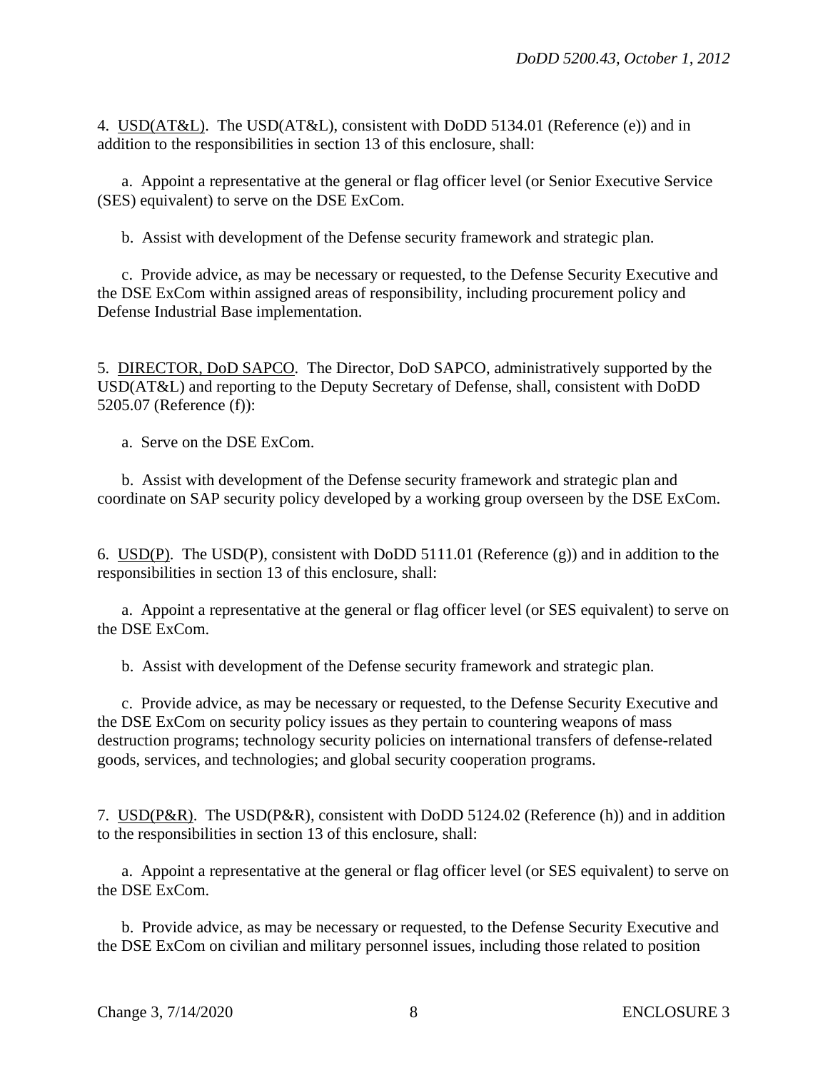4. USD(AT&L). The USD(AT&L), consistent with DoDD 5134.01 (Reference (e)) and in addition to the responsibilities in section 13 of this enclosure, shall:

a. Appoint a representative at the general or flag officer level (or Senior Executive Service (SES) equivalent) to serve on the DSE ExCom.

b. Assist with development of the Defense security framework and strategic plan.

c. Provide advice, as may be necessary or requested, to the Defense Security Executive and the DSE ExCom within assigned areas of responsibility, including procurement policy and Defense Industrial Base implementation.

5. DIRECTOR, DoD SAPCO. The Director, DoD SAPCO, administratively supported by the USD(AT&L) and reporting to the Deputy Secretary of Defense, shall, consistent with DoDD 5205.07 (Reference (f)):

a. Serve on the DSE ExCom.

b. Assist with development of the Defense security framework and strategic plan and coordinate on SAP security policy developed by a working group overseen by the DSE ExCom.

6. USD(P). The USD(P), consistent with DoDD 5111.01 (Reference (g)) and in addition to the responsibilities in section 13 of this enclosure, shall:

a. Appoint a representative at the general or flag officer level (or SES equivalent) to serve on the DSE ExCom.

b. Assist with development of the Defense security framework and strategic plan.

c. Provide advice, as may be necessary or requested, to the Defense Security Executive and the DSE ExCom on security policy issues as they pertain to countering weapons of mass destruction programs; technology security policies on international transfers of defense-related goods, services, and technologies; and global security cooperation programs.

7. USD(P&R). The USD(P&R), consistent with DoDD 5124.02 (Reference (h)) and in addition to the responsibilities in section 13 of this enclosure, shall:

a. Appoint a representative at the general or flag officer level (or SES equivalent) to serve on the DSE ExCom.

b. Provide advice, as may be necessary or requested, to the Defense Security Executive and the DSE ExCom on civilian and military personnel issues, including those related to position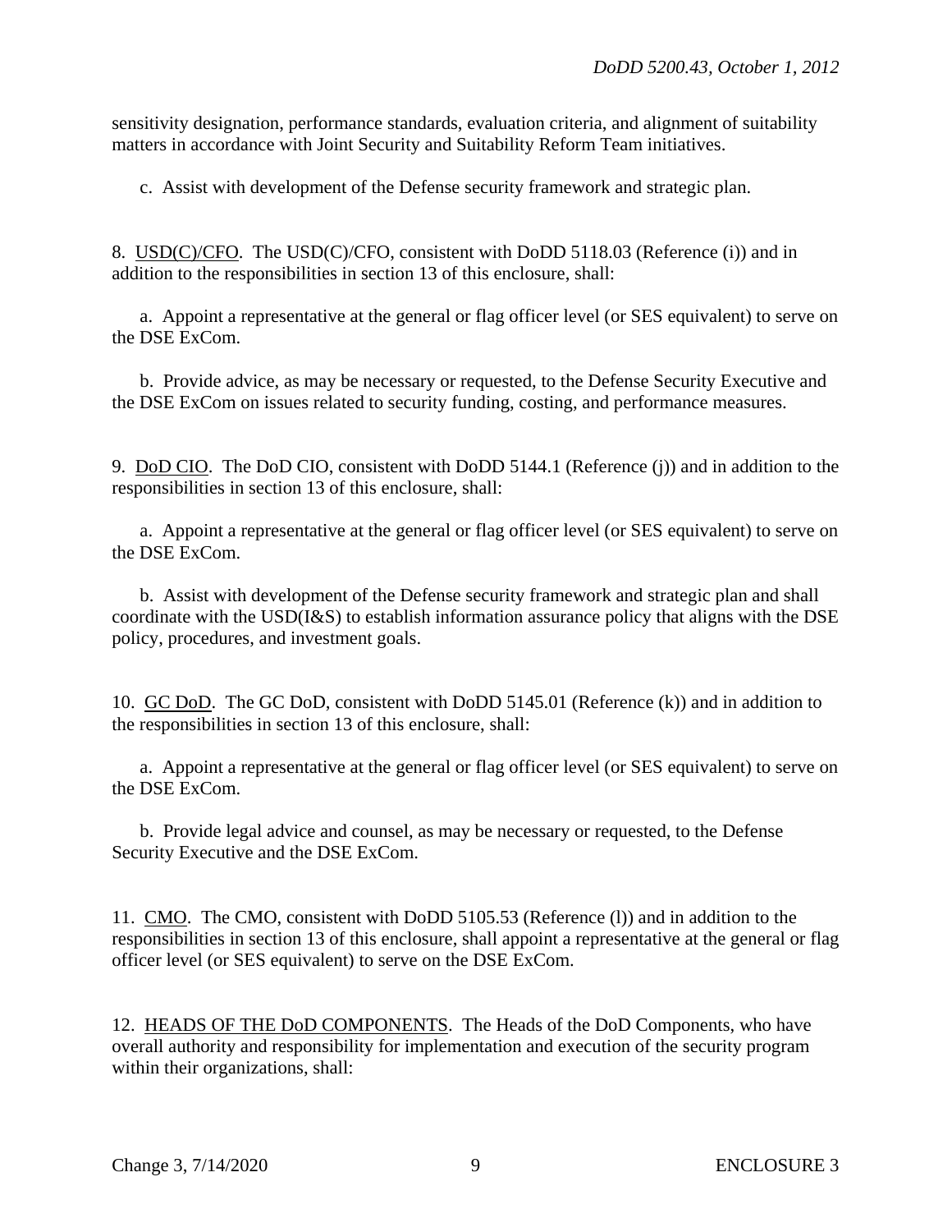sensitivity designation, performance standards, evaluation criteria, and alignment of suitability matters in accordance with Joint Security and Suitability Reform Team initiatives.

c. Assist with development of the Defense security framework and strategic plan.

8. USD(C)/CFO. The USD(C)/CFO, consistent with DoDD 5118.03 (Reference (i)) and in addition to the responsibilities in section 13 of this enclosure, shall:

a. Appoint a representative at the general or flag officer level (or SES equivalent) to serve on the DSE ExCom.

b. Provide advice, as may be necessary or requested, to the Defense Security Executive and the DSE ExCom on issues related to security funding, costing, and performance measures.

9. DoD CIO. The DoD CIO, consistent with DoDD 5144.1 (Reference (j)) and in addition to the responsibilities in section 13 of this enclosure, shall:

a. Appoint a representative at the general or flag officer level (or SES equivalent) to serve on the DSE ExCom.

b. Assist with development of the Defense security framework and strategic plan and shall coordinate with the USD(I&S) to establish information assurance policy that aligns with the DSE policy, procedures, and investment goals.

10. GC DoD. The GC DoD, consistent with DoDD 5145.01 (Reference (k)) and in addition to the responsibilities in section 13 of this enclosure, shall:

a. Appoint a representative at the general or flag officer level (or SES equivalent) to serve on the DSE ExCom.

b. Provide legal advice and counsel, as may be necessary or requested, to the Defense Security Executive and the DSE ExCom.

11. CMO. The CMO, consistent with DoDD 5105.53 (Reference (l)) and in addition to the responsibilities in section 13 of this enclosure, shall appoint a representative at the general or flag officer level (or SES equivalent) to serve on the DSE ExCom.

12. HEADS OF THE DoD COMPONENTS. The Heads of the DoD Components, who have overall authority and responsibility for implementation and execution of the security program within their organizations, shall: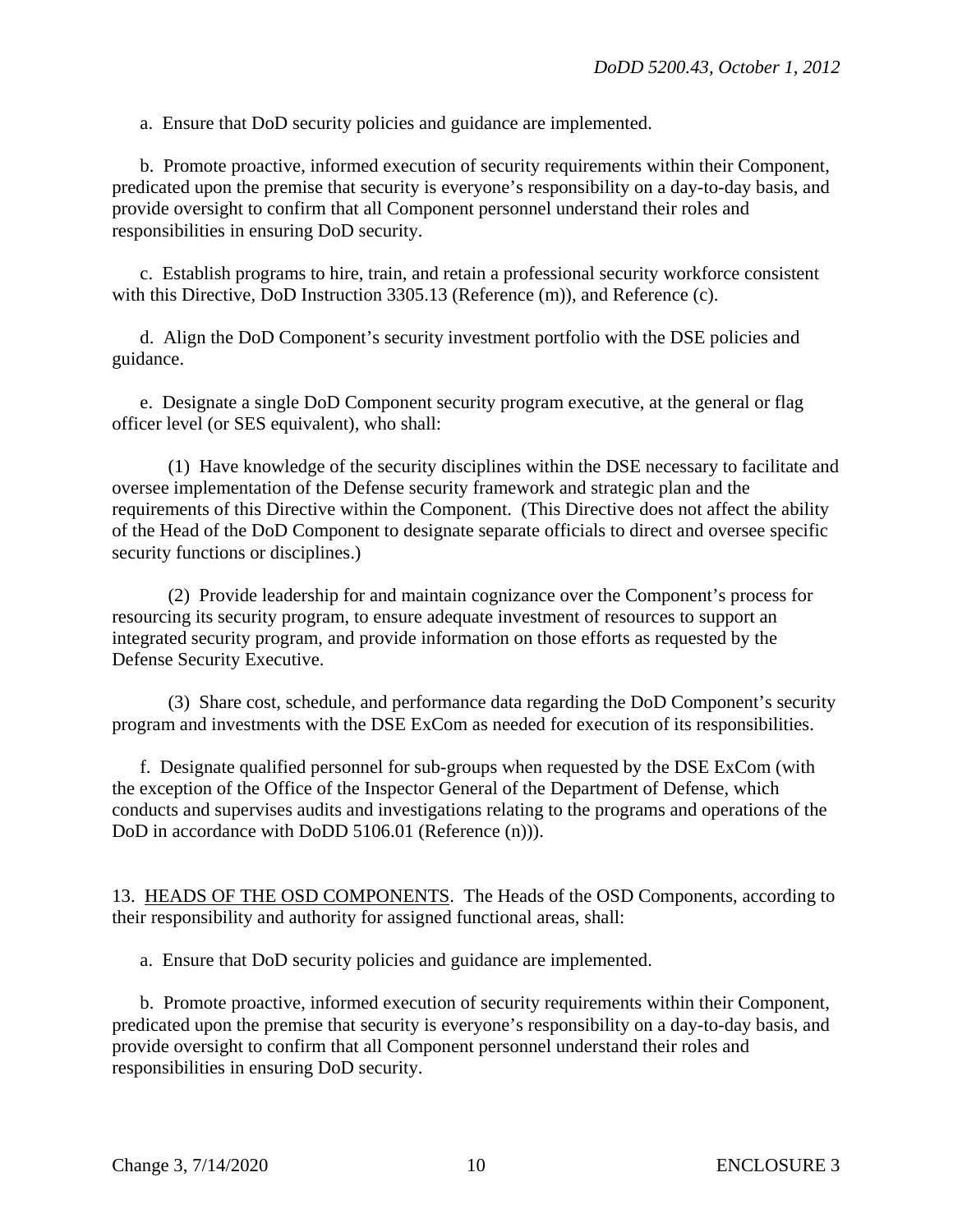a. Ensure that DoD security policies and guidance are implemented.

b. Promote proactive, informed execution of security requirements within their Component, predicated upon the premise that security is everyone's responsibility on a day-to-day basis, and provide oversight to confirm that all Component personnel understand their roles and responsibilities in ensuring DoD security.

c. Establish programs to hire, train, and retain a professional security workforce consistent with this Directive, DoD Instruction 3305.13 (Reference (m)), and Reference (c).

d. Align the DoD Component's security investment portfolio with the DSE policies and guidance.

e. Designate a single DoD Component security program executive, at the general or flag officer level (or SES equivalent), who shall:

(1) Have knowledge of the security disciplines within the DSE necessary to facilitate and oversee implementation of the Defense security framework and strategic plan and the requirements of this Directive within the Component. (This Directive does not affect the ability of the Head of the DoD Component to designate separate officials to direct and oversee specific security functions or disciplines.)

(2) Provide leadership for and maintain cognizance over the Component's process for resourcing its security program, to ensure adequate investment of resources to support an integrated security program, and provide information on those efforts as requested by the Defense Security Executive.

(3) Share cost, schedule, and performance data regarding the DoD Component's security program and investments with the DSE ExCom as needed for execution of its responsibilities.

f. Designate qualified personnel for sub-groups when requested by the DSE ExCom (with the exception of the Office of the Inspector General of the Department of Defense, which conducts and supervises audits and investigations relating to the programs and operations of the DoD in accordance with DoDD 5106.01 (Reference (n))).

13. HEADS OF THE OSD COMPONENTS. The Heads of the OSD Components, according to their responsibility and authority for assigned functional areas, shall:

a. Ensure that DoD security policies and guidance are implemented.

b. Promote proactive, informed execution of security requirements within their Component, predicated upon the premise that security is everyone's responsibility on a day-to-day basis, and provide oversight to confirm that all Component personnel understand their roles and responsibilities in ensuring DoD security.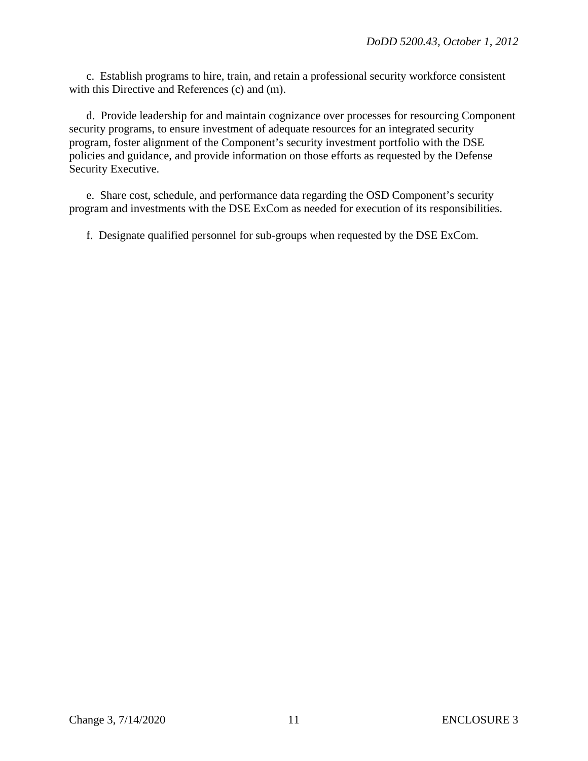c. Establish programs to hire, train, and retain a professional security workforce consistent with this Directive and References (c) and (m).

d. Provide leadership for and maintain cognizance over processes for resourcing Component security programs, to ensure investment of adequate resources for an integrated security program, foster alignment of the Component's security investment portfolio with the DSE policies and guidance, and provide information on those efforts as requested by the Defense Security Executive.

e. Share cost, schedule, and performance data regarding the OSD Component's security program and investments with the DSE ExCom as needed for execution of its responsibilities.

f. Designate qualified personnel for sub-groups when requested by the DSE ExCom.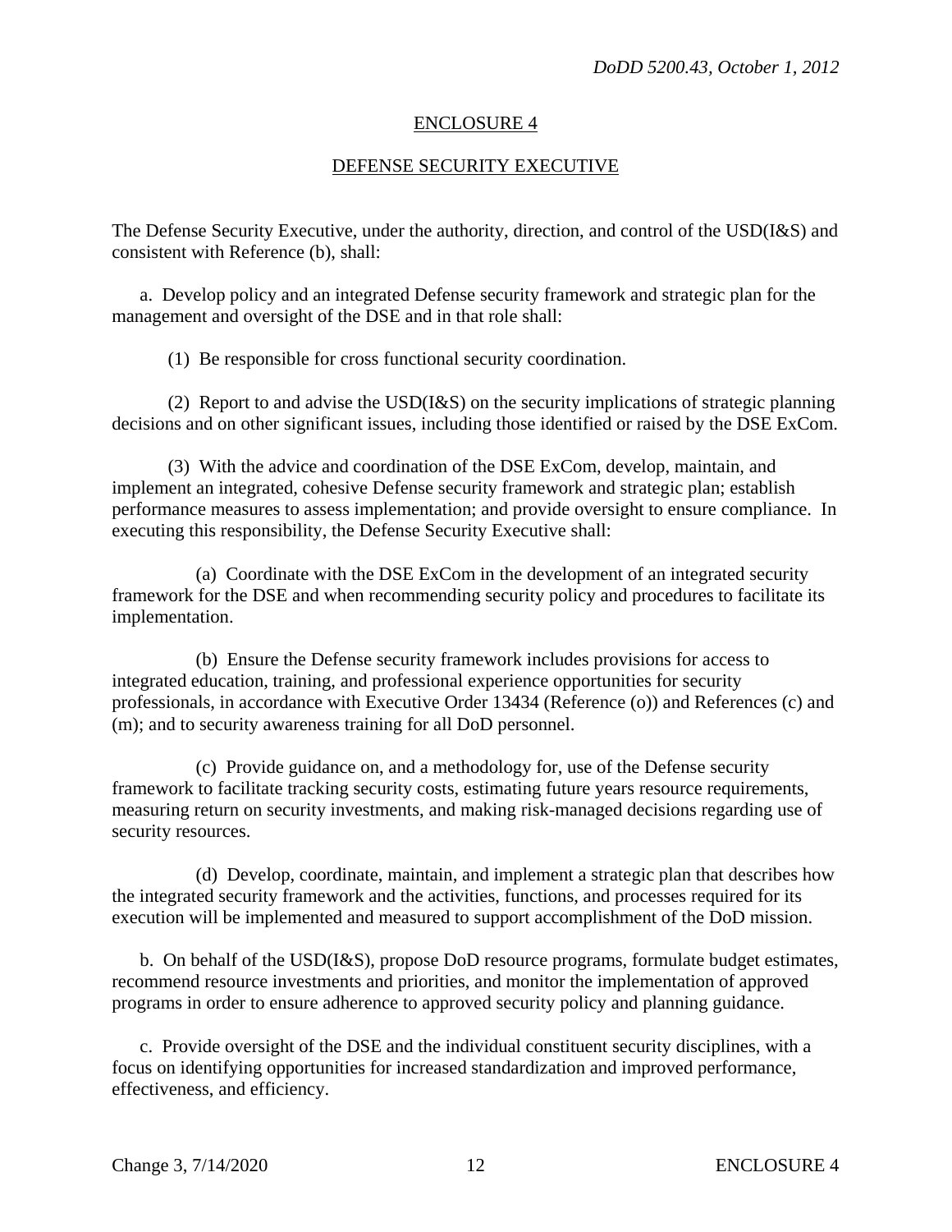## ENCLOSURE 4

## DEFENSE SECURITY EXECUTIVE

The Defense Security Executive, under the authority, direction, and control of the USD(I&S) and consistent with Reference (b), shall:

a. Develop policy and an integrated Defense security framework and strategic plan for the management and oversight of the DSE and in that role shall:

(1) Be responsible for cross functional security coordination.

(2) Report to and advise the USD(I&S) on the security implications of strategic planning decisions and on other significant issues, including those identified or raised by the DSE ExCom.

(3) With the advice and coordination of the DSE ExCom, develop, maintain, and implement an integrated, cohesive Defense security framework and strategic plan; establish performance measures to assess implementation; and provide oversight to ensure compliance. In executing this responsibility, the Defense Security Executive shall:

(a) Coordinate with the DSE ExCom in the development of an integrated security framework for the DSE and when recommending security policy and procedures to facilitate its implementation.

(b) Ensure the Defense security framework includes provisions for access to integrated education, training, and professional experience opportunities for security professionals, in accordance with Executive Order 13434 (Reference (o)) and References (c) and (m); and to security awareness training for all DoD personnel.

(c) Provide guidance on, and a methodology for, use of the Defense security framework to facilitate tracking security costs, estimating future years resource requirements, measuring return on security investments, and making risk-managed decisions regarding use of security resources.

(d) Develop, coordinate, maintain, and implement a strategic plan that describes how the integrated security framework and the activities, functions, and processes required for its execution will be implemented and measured to support accomplishment of the DoD mission.

b. On behalf of the USD(I&S), propose DoD resource programs, formulate budget estimates, recommend resource investments and priorities, and monitor the implementation of approved programs in order to ensure adherence to approved security policy and planning guidance.

c. Provide oversight of the DSE and the individual constituent security disciplines, with a focus on identifying opportunities for increased standardization and improved performance, effectiveness, and efficiency.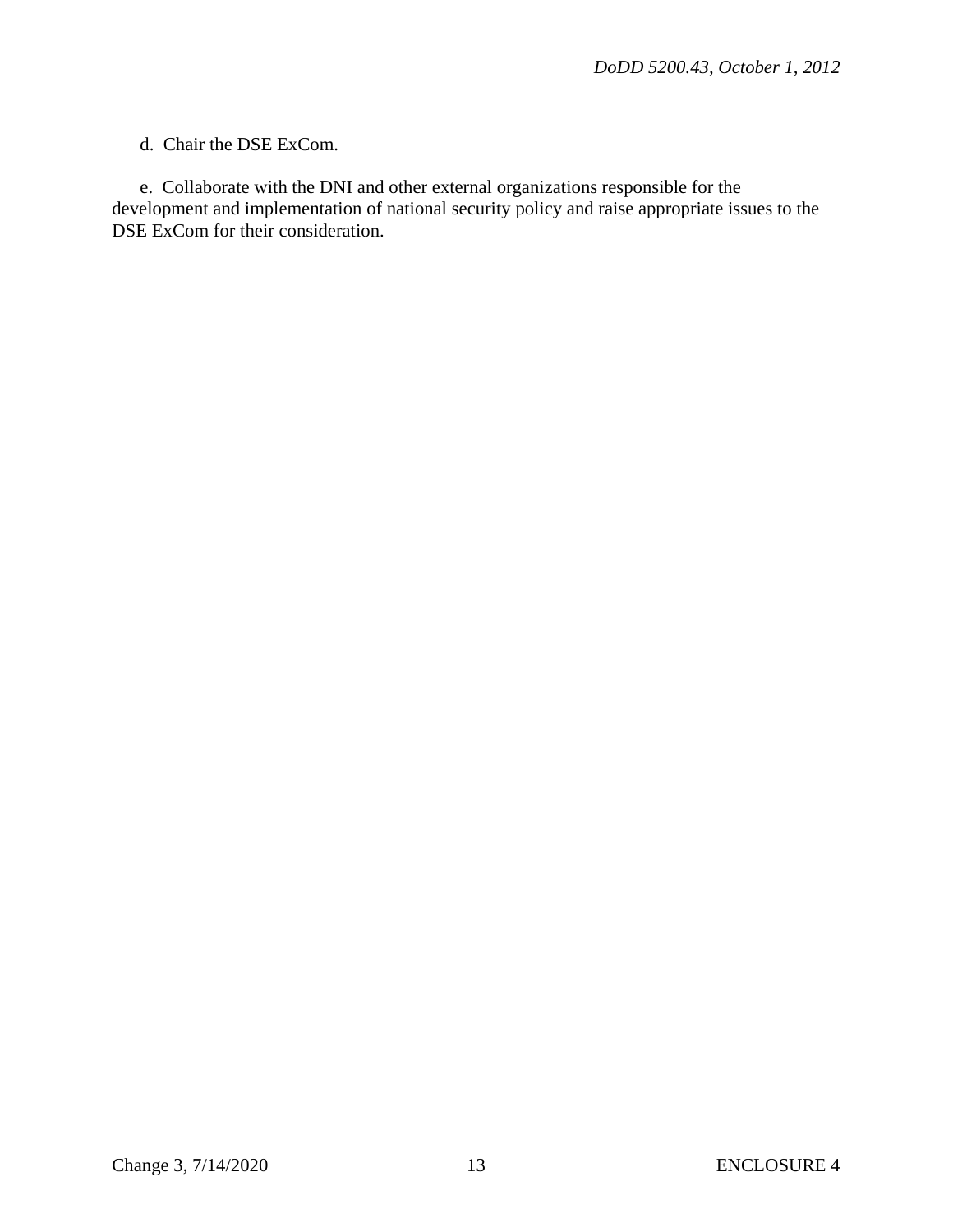d. Chair the DSE ExCom.

e. Collaborate with the DNI and other external organizations responsible for the development and implementation of national security policy and raise appropriate issues to the DSE ExCom for their consideration.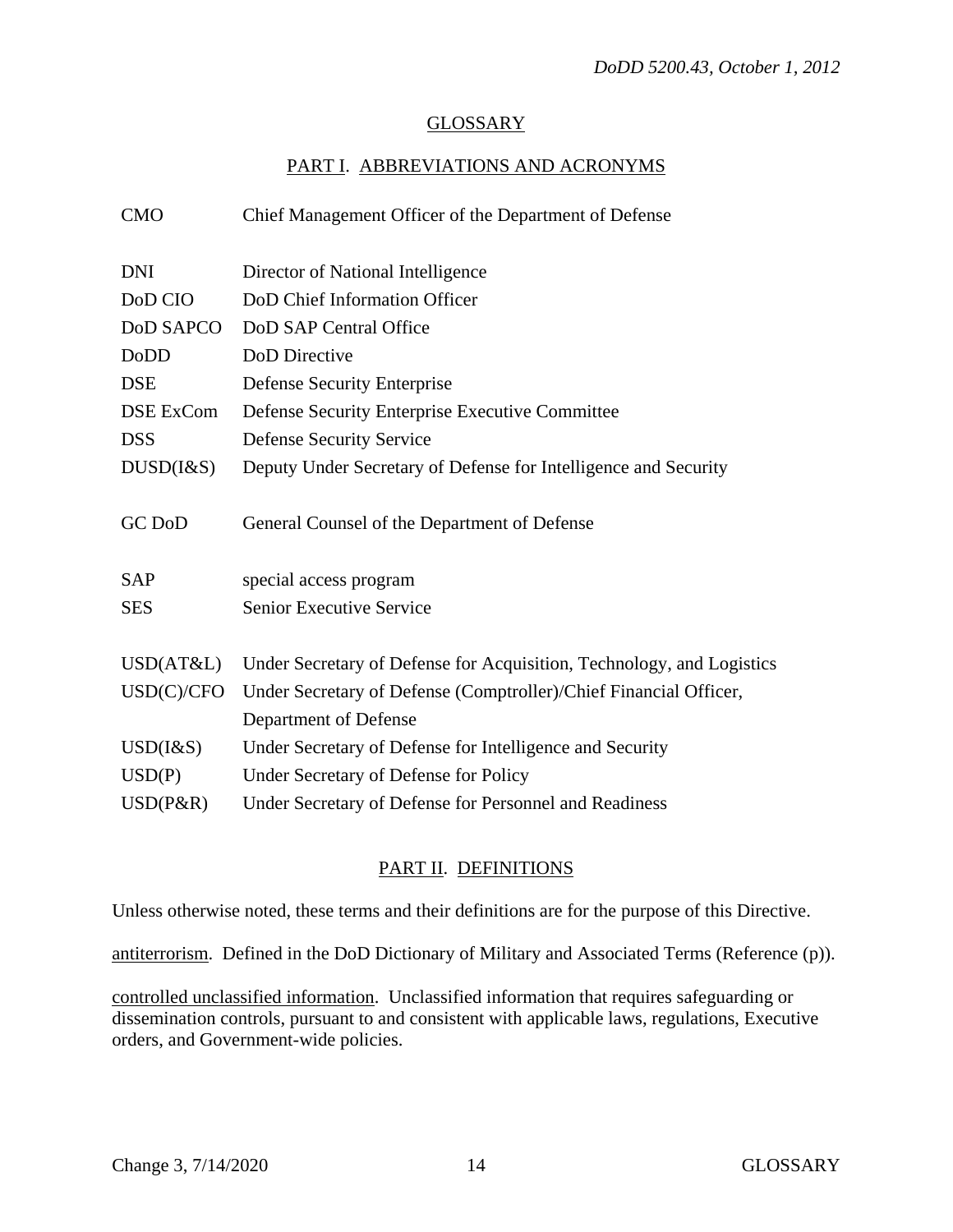## GLOSSARY

### PART I. ABBREVIATIONS AND ACRONYMS

| | |
|---|---|
| CMO | Chief Management Officer of the Department of Defense |
| DNI | Director of National Intelligence |
| DoD CIO | DoD Chief Information Officer |
| DoD SAPCO | DoD SAP Central Office |
| DoDD | DoD Directive |
| DSE | Defense Security Enterprise |
| DSE ExCom | Defense Security Enterprise Executive Committee |
| DSS | Defense Security Service |
| DUSD(I&S) | Deputy Under Secretary of Defense for Intelligence and Security |
| GC DoD | General Counsel of the Department of Defense |
| SAP | special access program |
| SES | Senior Executive Service |
| USD(AT&L) | Under Secretary of Defense for Acquisition, Technology, and Logistics |
| USD(C)/CFO | Under Secretary of Defense (Comptroller)/Chief Financial Officer, Department of Defense |
| USD(I&S) | Under Secretary of Defense for Intelligence and Security |
| USD(P) | Under Secretary of Defense for Policy |
| USD(P&R) | Under Secretary of Defense for Personnel and Readiness |

### PART II. DEFINITIONS

Unless otherwise noted, these terms and their definitions are for the purpose of this Directive.

antiterrorism. Defined in the DoD Dictionary of Military and Associated Terms (Reference (p)).

controlled unclassified information. Unclassified information that requires safeguarding or dissemination controls, pursuant to and consistent with applicable laws, regulations, Executive orders, and Government-wide policies.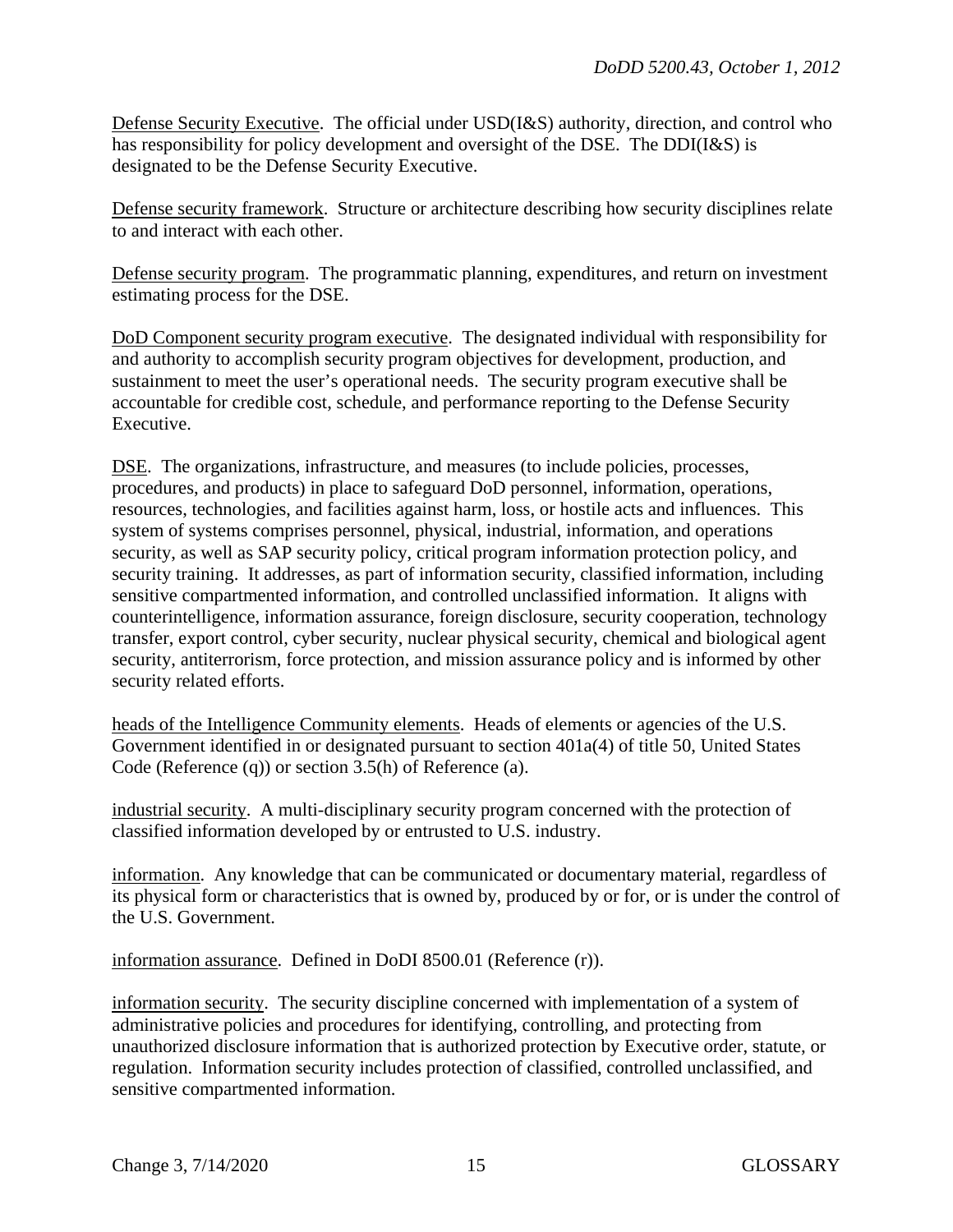Defense Security Executive. The official under USD(I&S) authority, direction, and control who has responsibility for policy development and oversight of the DSE. The DDI(I&S) is designated to be the Defense Security Executive.

Defense security framework. Structure or architecture describing how security disciplines relate to and interact with each other.

Defense security program. The programmatic planning, expenditures, and return on investment estimating process for the DSE.

DoD Component security program executive. The designated individual with responsibility for and authority to accomplish security program objectives for development, production, and sustainment to meet the user's operational needs. The security program executive shall be accountable for credible cost, schedule, and performance reporting to the Defense Security Executive.

DSE. The organizations, infrastructure, and measures (to include policies, processes, procedures, and products) in place to safeguard DoD personnel, information, operations, resources, technologies, and facilities against harm, loss, or hostile acts and influences. This system of systems comprises personnel, physical, industrial, information, and operations security, as well as SAP security policy, critical program information protection policy, and security training. It addresses, as part of information security, classified information, including sensitive compartmented information, and controlled unclassified information. It aligns with counterintelligence, information assurance, foreign disclosure, security cooperation, technology transfer, export control, cyber security, nuclear physical security, chemical and biological agent security, antiterrorism, force protection, and mission assurance policy and is informed by other security related efforts.

heads of the Intelligence Community elements. Heads of elements or agencies of the U.S. Government identified in or designated pursuant to section 401a(4) of title 50, United States Code (Reference (q)) or section 3.5(h) of Reference (a).

industrial security. A multi-disciplinary security program concerned with the protection of classified information developed by or entrusted to U.S. industry.

information. Any knowledge that can be communicated or documentary material, regardless of its physical form or characteristics that is owned by, produced by or for, or is under the control of the U.S. Government.

information assurance. Defined in DoDI 8500.01 (Reference (r)).

information security. The security discipline concerned with implementation of a system of administrative policies and procedures for identifying, controlling, and protecting from unauthorized disclosure information that is authorized protection by Executive order, statute, or regulation. Information security includes protection of classified, controlled unclassified, and sensitive compartmented information.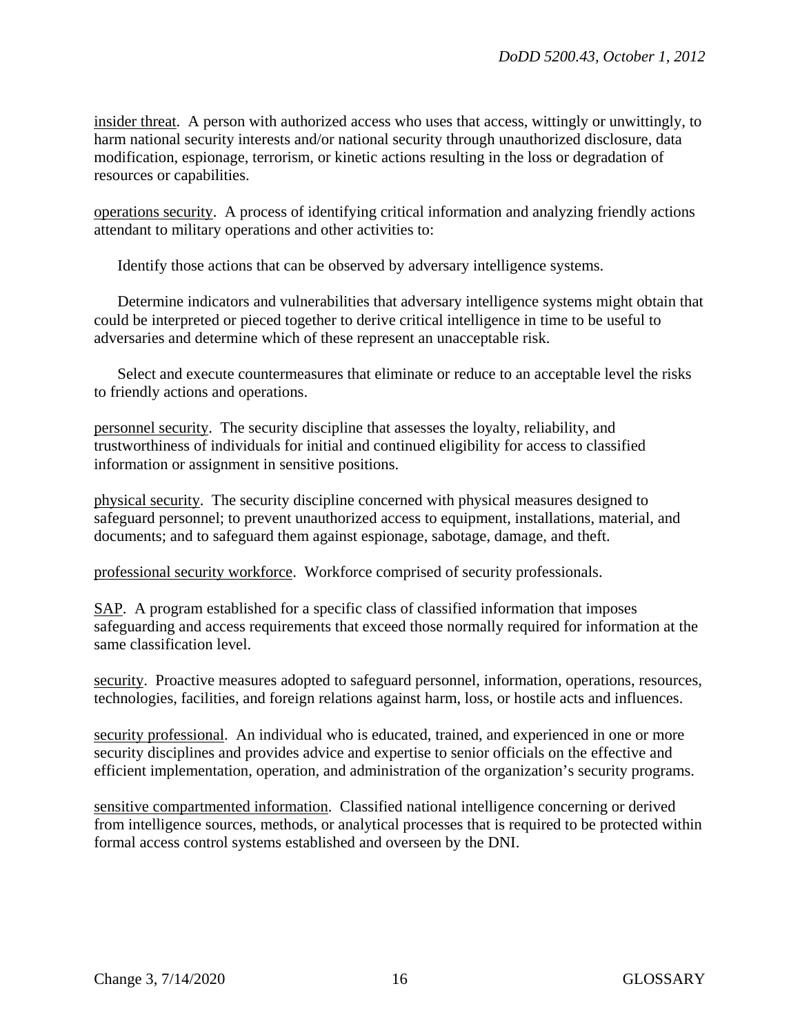<u>insider threat</u>. A person with authorized access who uses that access, wittingly or unwittingly, to harm national security interests and/or national security through unauthorized disclosure, data modification, espionage, terrorism, or kinetic actions resulting in the loss or degradation of resources or capabilities.

<u>operations security</u>. A process of identifying critical information and analyzing friendly actions attendant to military operations and other activities to:

Identify those actions that can be observed by adversary intelligence systems.

Determine indicators and vulnerabilities that adversary intelligence systems might obtain that could be interpreted or pieced together to derive critical intelligence in time to be useful to adversaries and determine which of these represent an unacceptable risk.

Select and execute countermeasures that eliminate or reduce to an acceptable level the risks to friendly actions and operations.

<u>personnel security</u>. The security discipline that assesses the loyalty, reliability, and trustworthiness of individuals for initial and continued eligibility for access to classified information or assignment in sensitive positions.

<u>physical security</u>. The security discipline concerned with physical measures designed to safeguard personnel; to prevent unauthorized access to equipment, installations, material, and documents; and to safeguard them against espionage, sabotage, damage, and theft.

<u>professional security workforce</u>. Workforce comprised of security professionals.

<u>SAP</u>. A program established for a specific class of classified information that imposes safeguarding and access requirements that exceed those normally required for information at the same classification level.

<u>security</u>. Proactive measures adopted to safeguard personnel, information, operations, resources, technologies, facilities, and foreign relations against harm, loss, or hostile acts and influences.

<u>security professional</u>. An individual who is educated, trained, and experienced in one or more security disciplines and provides advice and expertise to senior officials on the effective and efficient implementation, operation, and administration of the organization's security programs.

<u>sensitive compartmented information</u>. Classified national intelligence concerning or derived from intelligence sources, methods, or analytical processes that is required to be protected within formal access control systems established and overseen by the DNI.